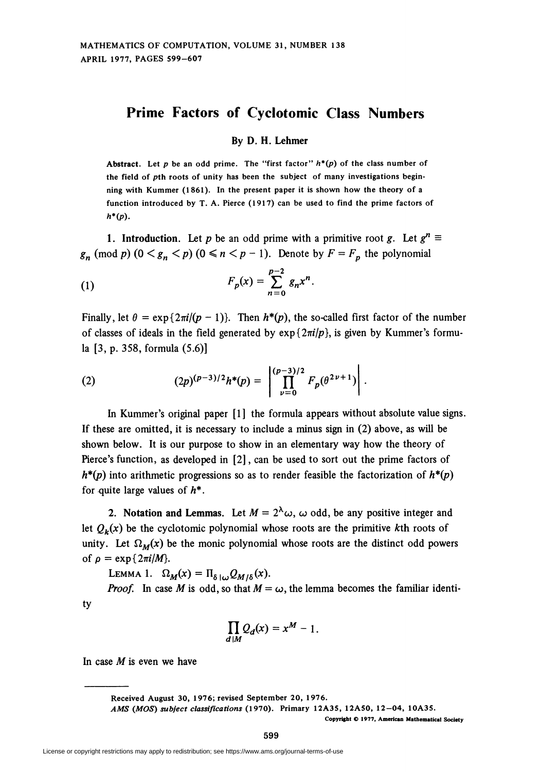# Prime Factors of Cyclotomic Class Numbers

**By D. H. Lehmer**

**Abstract.** Let $p$ be an odd prime. The "first factor" $h^*(p)$ of the class number of the field of $p$th roots of unity has been the subject of many investigations beginning with Kummer (1861). In the present paper it is shown how the theory of a function introduced by T. A. Pierce (1917) can be used to find the prime factors of $h^*(p)$.

**1. Introduction.** Let $p$ be an odd prime with a primitive root $g$. Let $g^n \equiv g_n \pmod{p}$ $(0 < g_n < p)$ $(0 \leq n < p - 1)$. Denote by $F = F_p$ the polynomial

$$F_p(x) = \sum_{n=0}^{p-2} g_n x^n. \tag{1}$$

Finally, let $\theta = \exp\{2\pi i/(p-1)\}$. Then $h^*(p)$, the so-called first factor of the number of classes of ideals in the field generated by $\exp\{2\pi i/p\}$, is given by Kummer's formula [3, p. 358, formula (5.6)]

$$(2p)^{(p-3)/2} h^*(p) = \left| \prod_{\nu=0}^{(p-3)/2} F_p(\theta^{2\nu+1}) \right|. \tag{2}$$

In Kummer's original paper [1] the formula appears without absolute value signs. If these are omitted, it is necessary to include a minus sign in (2) above, as will be shown below. It is our purpose to show in an elementary way how the theory of Pierce's function, as developed in [2], can be used to sort out the prime factors of $h^*(p)$ into arithmetic progressions so as to render feasible the factorization of $h^*(p)$ for quite large values of $h^*$.

**2. Notation and Lemmas.** Let $M = 2^\lambda \omega$, $\omega$ odd, be any positive integer and let $Q_k(x)$ be the cyclotomic polynomial whose roots are the primitive $k$th roots of unity. Let $\Omega_M(x)$ be the monic polynomial whose roots are the distinct odd powers of $\rho = \exp\{2\pi i/M\}$.

LEMMA 1. $\Omega_M(x) = \Pi_{\delta | \omega} Q_{M/\delta}(x)$.

*Proof.* In case $M$ is odd, so that $M = \omega$, the lemma becomes the familiar identity

$$\prod_{d|M} Q_d(x) = x^M - 1.$$

In case $M$ is even we have

---

Received August 30, 1976; revised September 20, 1976.

*AMS (MOS) subject classifications* (1970). Primary 12A35, 12A50, 12–04, 10A35.

Copyright © 1977, American Mathematical Society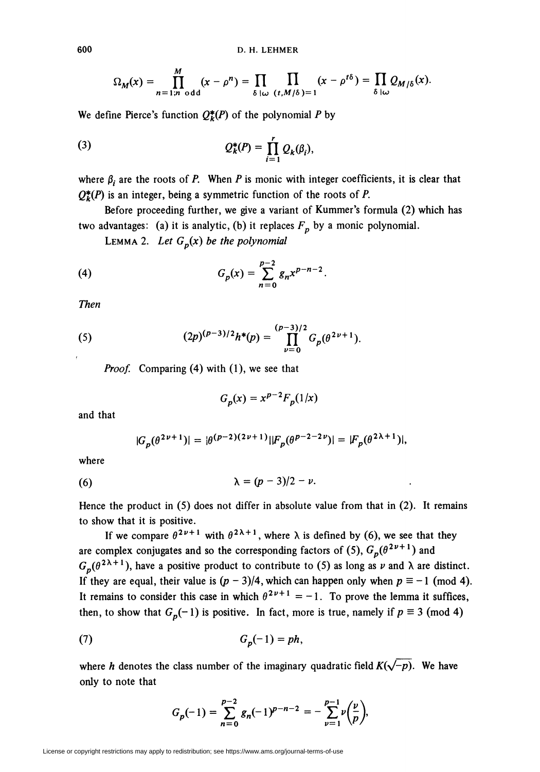$$\Omega_M(x) = \prod_{n=1; n \text{ odd}}^{M} (x - \rho^n) = \prod_{\delta | \omega} \prod_{(t, M/\delta)=1} (x - \rho^{t\delta}) = \prod_{\delta | \omega} Q_{M/\delta}(x).$$

We define Pierce's function $Q_k^*(P)$ of the polynomial $P$ by

$$Q_k^*(P) = \prod_{i=1}^{r} Q_k(\beta_i), \tag{3}$$

where $\beta_i$ are the roots of $P$. When $P$ is monic with integer coefficients, it is clear that $Q_k^*(P)$ is an integer, being a symmetric function of the roots of $P$.

Before proceeding further, we give a variant of Kummer's formula (2) which has two advantages: (a) it is analytic, (b) it replaces $F_p$ by a monic polynomial.

LEMMA 2. *Let $G_p(x)$ be the polynomial*

$$G_p(x) = \sum_{n=0}^{p-2} g_n x^{p-n-2}. \tag{4}$$

*Then*

$$(2p)^{(p-3)/2} h^*(p) = \prod_{\nu=0}^{(p-3)/2} G_p(\theta^{2\nu+1}). \tag{5}$$

*Proof.* Comparing (4) with (1), we see that

$$G_p(x) = x^{p-2} F_p(1/x)$$

and that

$$|G_p(\theta^{2\nu+1})| = |\theta^{(p-2)(2\nu+1)}||F_p(\theta^{p-2-2\nu})| = |F_p(\theta^{2\lambda+1})|,$$

where

$$\lambda = (p-3)/2 - \nu. \tag{6}$$

Hence the product in (5) does not differ in absolute value from that in (2). It remains to show that it is positive.

If we compare $\theta^{2\nu+1}$ with $\theta^{2\lambda+1}$, where $\lambda$ is defined by (6), we see that they are complex conjugates and so the corresponding factors of (5), $G_p(\theta^{2\nu+1})$ and $G_p(\theta^{2\lambda+1})$, have a positive product to contribute to (5) as long as $\nu$ and $\lambda$ are distinct. If they are equal, their value is $(p-3)/4$, which can happen only when $p \equiv -1 \pmod 4$. It remains to consider this case in which $\theta^{2\nu+1} = -1$. To prove the lemma it suffices, then, to show that $G_p(-1)$ is positive. In fact, more is true, namely if $p \equiv 3 \pmod 4$

$$G_p(-1) = ph, \tag{7}$$

where $h$ denotes the class number of the imaginary quadratic field $K(\sqrt{-p})$. We have only to note that

$$G_p(-1) = \sum_{n=0}^{p-2} g_n (-1)^{p-n-2} = -\sum_{\nu=1}^{p-1} \nu \left(\frac{\nu}{p}\right),$$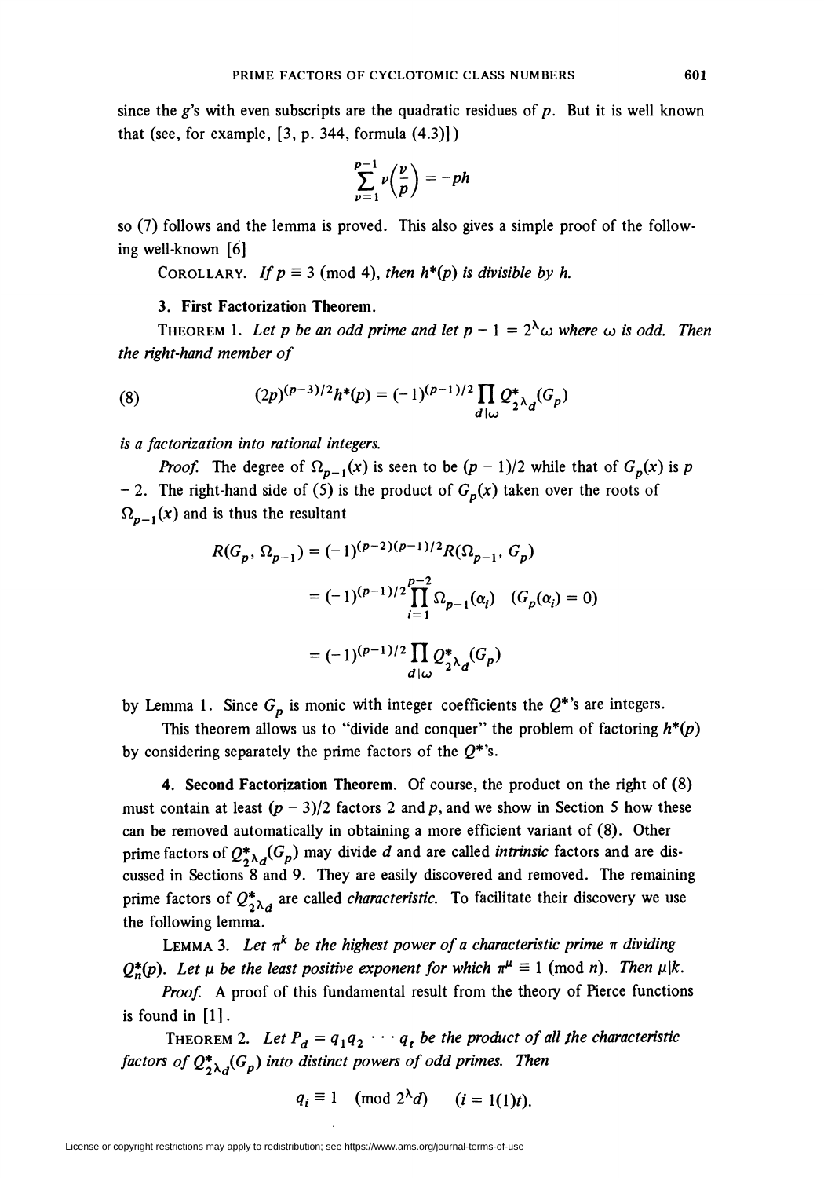since the $g$'s with even subscripts are the quadratic residues of $p$. But it is well known that (see, for example, [3, p. 344, formula (4.3)])

$$\sum_{\nu=1}^{p-1} \nu\left(\frac{\nu}{p}\right) = -ph$$

so (7) follows and the lemma is proved. This also gives a simple proof of the following well-known [6]

COROLLARY. *If $p \equiv 3 \pmod 4$, then $h^*(p)$ is divisible by $h$.*

### 3. First Factorization Theorem.

THEOREM 1. *Let $p$ be an odd prime and let $p - 1 = 2^\lambda \omega$ where $\omega$ is odd. Then the right-hand member of*

$$(2p)^{(p-3)/2} h^*(p) = (-1)^{(p-1)/2} \prod_{d|\omega} Q^*_{2^\lambda d}(G_p) \tag{8}$$

*is a factorization into rational integers.*

*Proof.* The degree of $\Omega_{p-1}(x)$ is seen to be $(p-1)/2$ while that of $G_p(x)$ is $p - 2$. The right-hand side of (5) is the product of $G_p(x)$ taken over the roots of $\Omega_{p-1}(x)$ and is thus the resultant

$$\begin{aligned} R(G_p, \Omega_{p-1}) &= (-1)^{(p-2)(p-1)/2} R(\Omega_{p-1}, G_p) \\ &= (-1)^{(p-1)/2} \prod_{i=1}^{p-2} \Omega_{p-1}(\alpha_i) \quad (G_p(\alpha_i) = 0) \\ &= (-1)^{(p-1)/2} \prod_{d|\omega} Q^*_{2^\lambda d}(G_p) \end{aligned}$$

by Lemma 1. Since $G_p$ is monic with integer coefficients the $Q^*$'s are integers.

This theorem allows us to "divide and conquer" the problem of factoring $h^*(p)$ by considering separately the prime factors of the $Q^*$'s.

### 4. Second Factorization Theorem.

Of course, the product on the right of (8) must contain at least $(p-3)/2$ factors 2 and $p$, and we show in Section 5 how these can be removed automatically in obtaining a more efficient variant of (8). Other prime factors of $Q^*_{2^\lambda d}(G_p)$ may divide $d$ and are called *intrinsic* factors and are discussed in Sections 8 and 9. They are easily discovered and removed. The remaining prime factors of $Q^*_{2^\lambda d}$ are called *characteristic*. To facilitate their discovery we use the following lemma.

LEMMA 3. *Let $\pi^k$ be the highest power of a characteristic prime $\pi$ dividing $Q^*_n(p)$. Let $\mu$ be the least positive exponent for which $\pi^\mu \equiv 1 \pmod n$. Then $\mu | k$.*

*Proof.* A proof of this fundamental result from the theory of Pierce functions is found in [1].

THEOREM 2. *Let $P_d = q_1 q_2 \cdots q_t$ be the product of all the characteristic factors of $Q^*_{2^\lambda d}(G_p)$ into distinct powers of odd primes. Then*

$$q_i \equiv 1 \pmod{2^\lambda d} \qquad (i = 1(1)t).$$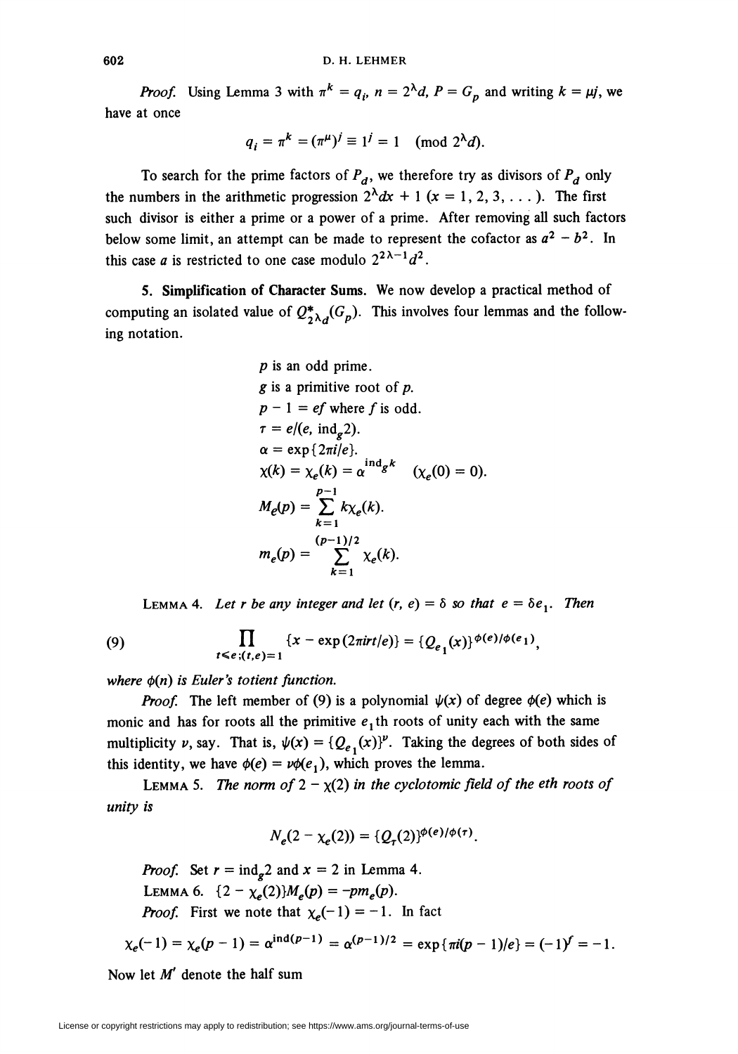*Proof.* Using Lemma 3 with $\pi^k = q_i$, $n = 2^\lambda d$, $P = G_p$ and writing $k = \mu j$, we have at once

$$q_i = \pi^k = (\pi^\mu)^j \equiv 1^j = 1 \pmod{2^\lambda d}.$$

To search for the prime factors of $P_d$, we therefore try as divisors of $P_d$ only the numbers in the arithmetic progression $2^\lambda dx + 1$ $(x = 1, 2, 3, \ldots)$. The first such divisor is either a prime or a power of a prime. After removing all such factors below some limit, an attempt can be made to represent the cofactor as $a^2 - b^2$. In this case $a$ is restricted to one case modulo $2^{2\lambda-1}d^2$.

**5. Simplification of Character Sums.** We now develop a practical method of computing an isolated value of $Q^*_{2^\lambda d}(G_p)$. This involves four lemmas and the following notation.

$p$ is an odd prime.
$g$ is a primitive root of $p$.
$p - 1 = ef$ where $f$ is odd.
$\tau = e/(e, \operatorname{ind}_g 2)$.
$\alpha = \exp\{2\pi i/e\}$.
$\chi(k) = \chi_e(k) = \alpha^{\operatorname{ind}_g k} \quad (\chi_e(0) = 0)$.
$M_e(p) = \sum_{k=1}^{p-1} k\chi_e(k)$.
$m_e(p) = \sum_{k=1}^{(p-1)/2} \chi_e(k)$.

LEMMA 4. *Let $r$ be any integer and let $(r, e) = \delta$ so that $e = \delta e_1$. Then*

$$\prod_{t \leq e; (t,e)=1} \{x - \exp(2\pi i r t/e)\} = \{Q_{e_1}(x)\}^{\phi(e)/\phi(e_1)}, \tag{9}$$

*where $\phi(n)$ is Euler's totient function.*

*Proof.* The left member of (9) is a polynomial $\psi(x)$ of degree $\phi(e)$ which is monic and has for roots all the primitive $e_1$th roots of unity each with the same multiplicity $\nu$, say. That is, $\psi(x) = \{Q_{e_1}(x)\}^\nu$. Taking the degrees of both sides of this identity, we have $\phi(e) = \nu\phi(e_1)$, which proves the lemma.

LEMMA 5. *The norm of $2 - \chi(2)$ in the cyclotomic field of the eth roots of unity is*

$$N_e(2 - \chi_e(2)) = \{Q_\tau(2)\}^{\phi(e)/\phi(\tau)}.$$

*Proof.* Set $r = \operatorname{ind}_g 2$ and $x = 2$ in Lemma 4.

LEMMA 6. $\{2 - \chi_e(2)\}M_e(p) = -pm_e(p)$.

*Proof.* First we note that $\chi_e(-1) = -1$. In fact

$$\chi_e(-1) = \chi_e(p-1) = \alpha^{\operatorname{ind}(p-1)} = \alpha^{(p-1)/2} = \exp\{\pi i(p-1)/e\} = (-1)^f = -1.$$

Now let $M'$ denote the half sum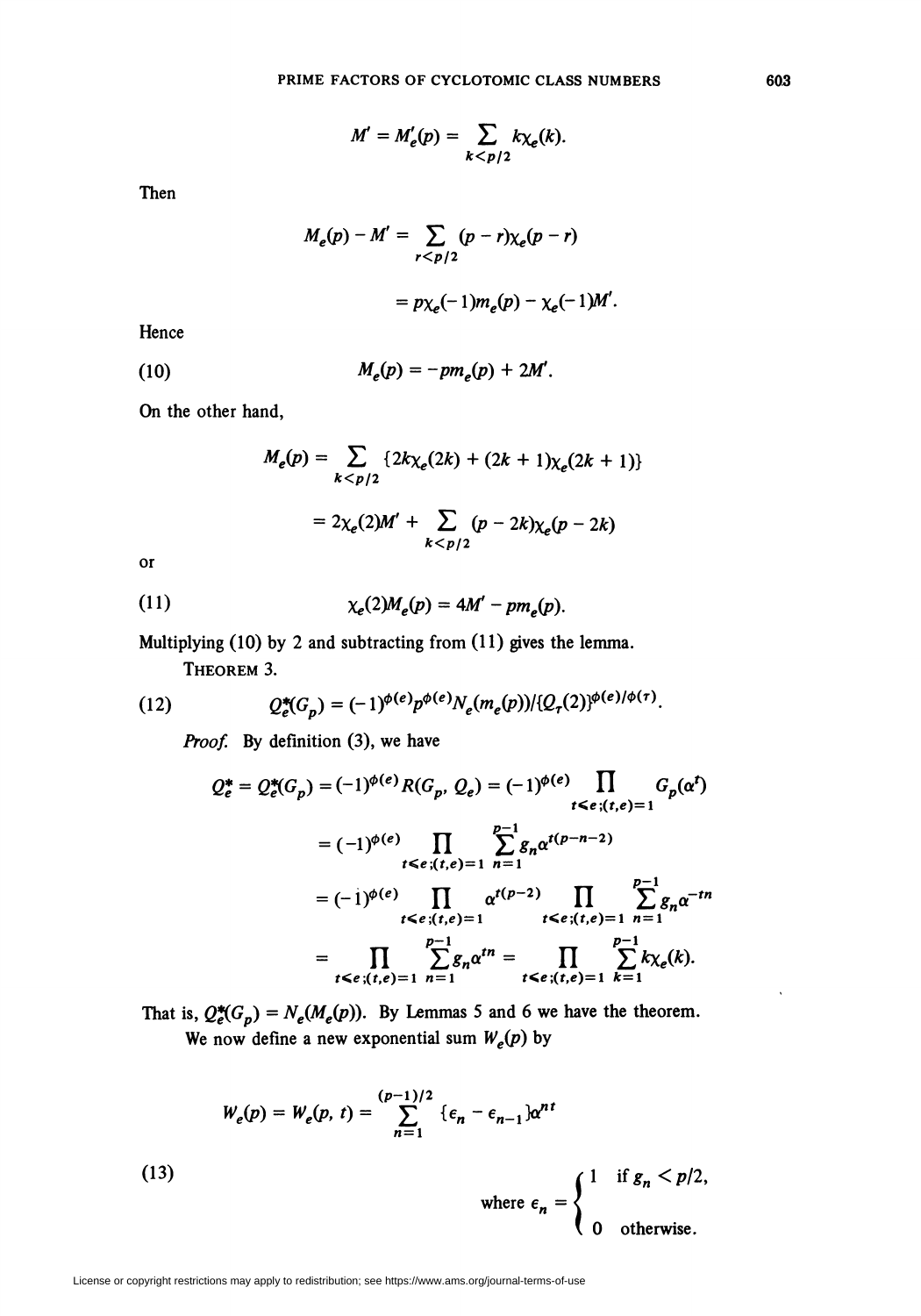$$M' = M'_e(p) = \sum_{k<p/2} k\chi_e(k).$$

Then

$$M_e(p) - M' = \sum_{r<p/2} (p-r)\chi_e(p-r)$$

$$= p\chi_e(-1)m_e(p) - \chi_e(-1)M'.$$

Hence

$$M_e(p) = -pm_e(p) + 2M'. \tag{10}$$

On the other hand,

$$M_e(p) = \sum_{k<p/2} \{2k\chi_e(2k) + (2k+1)\chi_e(2k+1)\}$$

$$= 2\chi_e(2)M' + \sum_{k<p/2} (p-2k)\chi_e(p-2k)$$

or

$$\chi_e(2)M_e(p) = 4M' - pm_e(p). \tag{11}$$

Multiplying (10) by 2 and subtracting from (11) gives the lemma.

THEOREM 3.

$$Q^*_e(G_p) = (-1)^{\phi(e)} p^{\phi(e)} N_e(m_e(p))/\{Q_\tau(2)\}^{\phi(e)/\phi(\tau)}. \tag{12}$$

*Proof.* By definition (3), we have

$$Q^*_e = Q^*_e(G_p) = (-1)^{\phi(e)} R(G_p, Q_e) = (-1)^{\phi(e)} \prod_{t\leq e;(t,e)=1} G_p(\alpha^t)$$

$$= (-1)^{\phi(e)} \prod_{t\leq e;(t,e)=1} \sum_{n=1}^{p-1} g_n \alpha^{t(p-n-2)}$$

$$= (-1)^{\phi(e)} \prod_{t\leq e;(t,e)=1} \alpha^{t(p-2)} \prod_{t\leq e;(t,e)=1} \sum_{n=1}^{p-1} g_n \alpha^{-tn}$$

$$= \prod_{t\leq e;(t,e)=1} \sum_{n=1}^{p-1} g_n \alpha^{tn} = \prod_{t\leq e;(t,e)=1} \sum_{k=1}^{p-1} k\chi_e(k).$$

That is, $Q^*_e(G_p) = N_e(M_e(p))$. By Lemmas 5 and 6 we have the theorem.

We now define a new exponential sum $W_e(p)$ by

$$W_e(p) = W_e(p, t) = \sum_{n=1}^{(p-1)/2} \{\epsilon_n - \epsilon_{n-1}\}\alpha^{nt}$$

$$\text{where } \epsilon_n = \begin{cases} 1 & \text{if } g_n < p/2, \\ 0 & \text{otherwise.} \end{cases} \tag{13}$$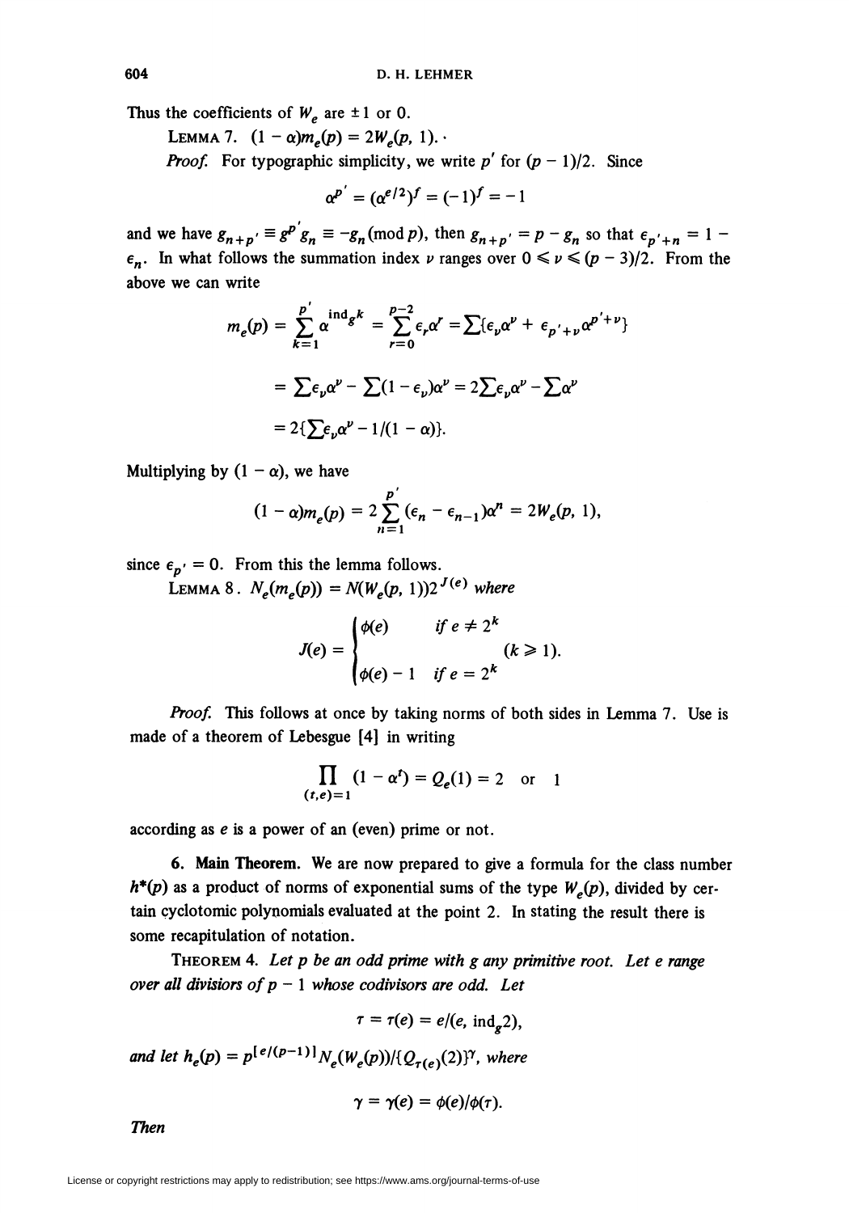Thus the coefficients of $W_e$ are $\pm 1$ or 0.

LEMMA 7. $(1 - \alpha)m_e(p) = 2W_e(p, 1)$.

*Proof.* For typographic simplicity, we write $p'$ for $(p - 1)/2$. Since

$$\alpha^{p'} = (\alpha^{e/2})^f = (-1)^f = -1$$

and we have $g_{n+p'} \equiv g^{p'} g_n \equiv -g_n \pmod p$, then $g_{n+p'} = p - g_n$ so that $\epsilon_{p'+n} = 1 - \epsilon_n$. In what follows the summation index $\nu$ ranges over $0 \leqslant \nu \leqslant (p - 3)/2$. From the above we can write

$$m_e(p) = \sum_{k=1}^{p'} \alpha^{\operatorname{ind}_g k} = \sum_{r=0}^{p-2} \epsilon_r \alpha^r = \sum \{\epsilon_\nu \alpha^\nu + \epsilon_{p'+\nu} \alpha^{p'+\nu}\}$$

$$= \sum \epsilon_\nu \alpha^\nu - \sum (1 - \epsilon_\nu)\alpha^\nu = 2\sum \epsilon_\nu \alpha^\nu - \sum \alpha^\nu$$

$$= 2\{\sum \epsilon_\nu \alpha^\nu - 1/(1 - \alpha)\}.$$

Multiplying by $(1 - \alpha)$, we have

$$(1 - \alpha)m_e(p) = 2\sum_{n=1}^{p'} (\epsilon_n - \epsilon_{n-1})\alpha^n = 2W_e(p, 1),$$

since $\epsilon_{p'} = 0$. From this the lemma follows.

LEMMA 8. $N_e(m_e(p)) = N(W_e(p, 1))2^{J(e)}$ *where*

$$J(e) = \begin{cases} \phi(e) & \text{if } e \neq 2^k \\ \phi(e) - 1 & \text{if } e = 2^k \end{cases} \quad (k \geqslant 1).$$

*Proof.* This follows at once by taking norms of both sides in Lemma 7. Use is made of a theorem of Lebesgue [4] in writing

$$\prod_{(t,e)=1} (1 - \alpha^t) = Q_e(1) = 2 \quad \text{or} \quad 1$$

according as $e$ is a power of an (even) prime or not.

**6. Main Theorem.** We are now prepared to give a formula for the class number $h^*(p)$ as a product of norms of exponential sums of the type $W_e(p)$, divided by certain cyclotomic polynomials evaluated at the point 2. In stating the result there is some recapitulation of notation.

THEOREM 4. *Let $p$ be an odd prime with $g$ any primitive root. Let $e$ range over all divisions of $p - 1$ whose codivisors are odd. Let*

$$\tau = \tau(e) = e/(e, \operatorname{ind}_g 2),$$

*and let $h_e(p) = p^{[e/(p-1)]} N_e(W_e(p))/\{Q_{\tau(e)}(2)\}^\gamma$, where*

$$\gamma = \gamma(e) = \phi(e)/\phi(\tau).$$

*Then*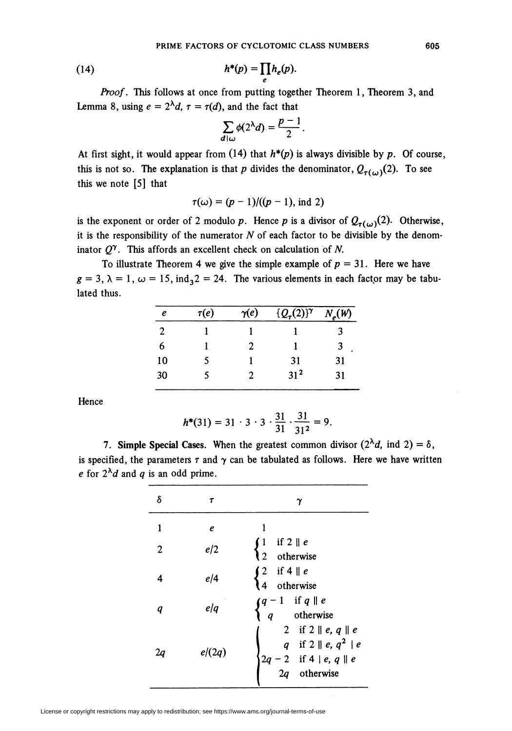$$h^*(p) = \prod_e h_e(p). \tag{14}$$

*Proof*. This follows at once from putting together Theorem 1, Theorem 3, and Lemma 8, using $e = 2^\lambda d$, $\tau = \tau(d)$, and the fact that

$$\sum_{d|\omega} \phi(2^\lambda d) = \frac{p-1}{2}.$$

At first sight, it would appear from (14) that $h^*(p)$ is always divisible by $p$. Of course, this is not so. The explanation is that $p$ divides the denominator, $Q_{\tau(\omega)}(2)$. To see this we note [5] that

$$\tau(\omega) = (p-1)/((p-1), \operatorname{ind} 2)$$

is the exponent or order of 2 modulo $p$. Hence $p$ is a divisor of $Q_{\tau(\omega)}(2)$. Otherwise, it is the responsibility of the numerator $N$ of each factor to be divisible by the denominator $Q^\gamma$. This affords an excellent check on calculation of $N$.

To illustrate Theorem 4 we give the simple example of $p = 31$. Here we have $g = 3$, $\lambda = 1$, $\omega = 15$, $\operatorname{ind}_3 2 = 24$. The various elements in each factor may be tabulated thus.

| $e$ | $\tau(e)$ | $\gamma(e)$ | $\{Q_\tau(2)\}^\gamma$ | $N_e(W)$ |
|---|---|---|---|---|
| 2 | 1 | 1 | 1 | 3 |
| 6 | 1 | 2 | 1 | 3 |
| 10 | 5 | 1 | 31 | 31 |
| 30 | 5 | 2 | $31^2$ | 31 |

Hence

$$h^*(31) = 31 \cdot 3 \cdot 3 \cdot \frac{31}{31} \cdot \frac{31}{31^2} = 9.$$

**7. Simple Special Cases.** When the greatest common divisor $(2^\lambda d, \operatorname{ind} 2) = \delta$, is specified, the parameters $\tau$ and $\gamma$ can be tabulated as follows. Here we have written $e$ for $2^\lambda d$ and $q$ is an odd prime.

| $\delta$ | $\tau$ | $\gamma$ |
|---|---|---|
| 1 | $e$ | 1 |
| 2 | $e/2$ | 1 if $2 \parallel e$; 2 otherwise |
| 4 | $e/4$ | 2 if $4 \parallel e$; 4 otherwise |
| $q$ | $e/q$ | $q-1$ if $q \parallel e$; $q$ otherwise |
| $2q$ | $e/(2q)$ | 2 if $2 \parallel e$, $q \parallel e$; $q$ if $2 \parallel e$, $q^2 \mid e$; $2q-2$ if $4 \mid e$, $q \parallel e$; $2q$ otherwise |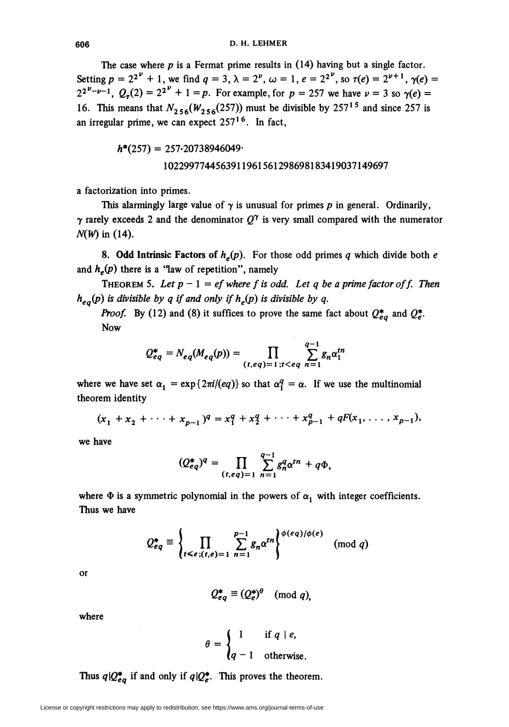The case where $p$ is a Fermat prime results in (14) having but a single factor. Setting $p = 2^{2^\nu} + 1$, we find $q = 3$, $\lambda = 2^\nu$, $\omega = 1$, $e = 2^{2^\nu}$, so $\tau(e) = 2^{\nu+1}$, $\gamma(e) = 2^{2^\nu - \nu - 1}$, $Q_\tau(2) = 2^{2^\nu} + 1 = p$. For example, for $p = 257$ we have $\nu = 3$ so $\gamma(e) = 16$. This means that $N_{256}(W_{256}(257))$ must be divisible by $257^{15}$ and since 257 is an irregular prime, we can expect $257^{16}$. In fact,

$$h^*(257) = 257 \cdot 20738946049 \cdot 1022997744563911961561298698183419037149697$$

a factorization into primes.

This alarmingly large value of $\gamma$ is unusual for primes $p$ in general. Ordinarily, $\gamma$ rarely exceeds 2 and the denominator $Q^\gamma$ is very small compared with the numerator $N(W)$ in (14).

**8. Odd Intrinsic Factors of $h_e(p)$.** For those odd primes $q$ which divide both $e$ and $h_e(p)$ there is a "law of repetition", namely

THEOREM 5. *Let $p - 1 = ef$ where $f$ is odd. Let $q$ be a prime factor of $f$. Then $h_{eq}(p)$ is divisible by $q$ if and only if $h_e(p)$ is divisible by $q$.*

*Proof.* By (12) and (8) it suffices to prove the same fact about $Q^*_{eq}$ and $Q^*_e$. Now

$$Q^*_{eq} = N_{eq}(M_{eq}(p)) = \prod_{(t,eq)=1;t<eq} \sum_{n=1}^{q-1} g_n \alpha_1^{tn}$$

where we have set $\alpha_1 = \exp\{2\pi i/(eq)\}$ so that $\alpha_1^q = \alpha$. If we use the multinomial theorem identity

$$(x_1 + x_2 + \cdots + x_{p-1})^q = x_1^q + x_2^q + \cdots + x_{p-1}^q + qF(x_1, \ldots, x_{p-1}),$$

we have

$$(Q^*_{eq})^q = \prod_{(t,eq)=1} \sum_{n=1}^{q-1} g_n^q \alpha^{tn} + q\Phi,$$

where $\Phi$ is a symmetric polynomial in the powers of $\alpha_1$ with integer coefficients. Thus we have

$$Q^*_{eq} \equiv \left\{ \prod_{t<e;(t,e)=1} \sum_{n=1}^{p-1} g_n \alpha^{tn} \right\}^{\phi(eq)/\phi(e)} \pmod q$$

or

$$Q^*_{eq} \equiv (Q^*_e)^\theta \pmod q,$$

where

$$\theta = \begin{cases} 1 & \text{if } q \mid e, \\ q - 1 & \text{otherwise.} \end{cases}$$

Thus $q | Q^*_{eq}$ if and only if $q | Q^*_e$. This proves the theorem.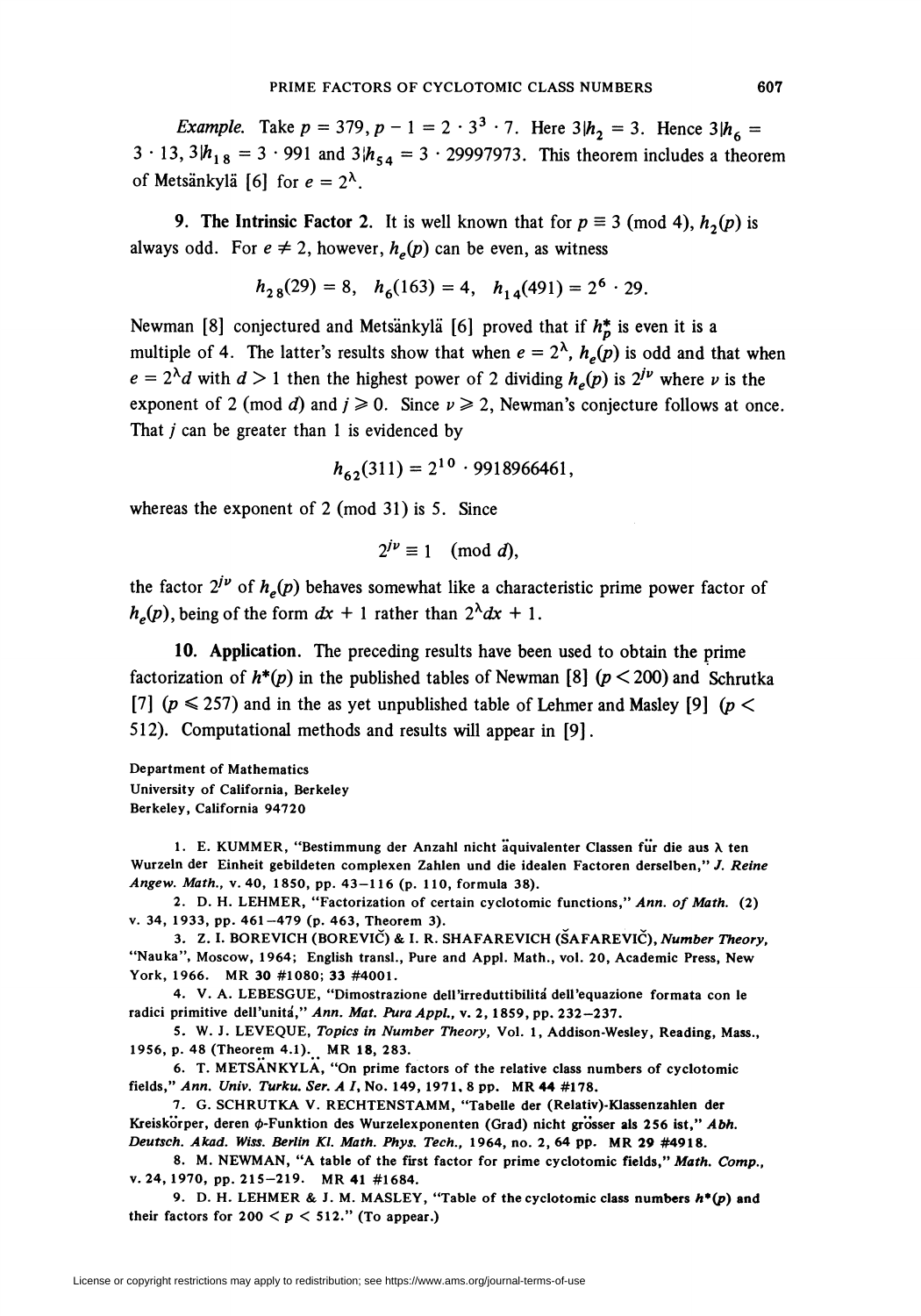*Example.* Take $p = 379, p - 1 = 2 \cdot 3^3 \cdot 7$. Here $3|h_2 = 3$. Hence $3|h_6 = 3 \cdot 13$, $3|h_{18} = 3 \cdot 991$ and $3|h_{54} = 3 \cdot 29997973$. This theorem includes a theorem of Metsänkylä [6] for $e = 2^\lambda$.

**9. The Intrinsic Factor 2.** It is well known that for $p \equiv 3 \pmod 4$, $h_2(p)$ is always odd. For $e \neq 2$, however, $h_e(p)$ can be even, as witness

$$h_{28}(29) = 8, \quad h_6(163) = 4, \quad h_{14}(491) = 2^6 \cdot 29.$$

Newman [8] conjectured and Metsänkylä [6] proved that if $h_p^*$ is even it is a multiple of 4. The latter's results show that when $e = 2^\lambda$, $h_e(p)$ is odd and that when $e = 2^\lambda d$ with $d > 1$ then the highest power of 2 dividing $h_e(p)$ is $2^{j\nu}$ where $\nu$ is the exponent of 2 (mod $d$) and $j \geq 0$. Since $\nu \geq 2$, Newman's conjecture follows at once. That $j$ can be greater than 1 is evidenced by

$$h_{62}(311) = 2^{10} \cdot 9918966461,$$

whereas the exponent of 2 (mod 31) is 5. Since

$$2^{j\nu} \equiv 1 \pmod{d},$$

the factor $2^{j\nu}$ of $h_e(p)$ behaves somewhat like a characteristic prime power factor of $h_e(p)$, being of the form $dx + 1$ rather than $2^\lambda dx + 1$.

**10. Application.** The preceding results have been used to obtain the prime factorization of $h^*(p)$ in the published tables of Newman [8] ($p < 200$) and Schrutka [7] ($p \leq 257$) and in the as yet unpublished table of Lehmer and Masley [9] ($p < 512$). Computational methods and results will appear in [9].

Department of Mathematics
University of California, Berkeley
Berkeley, California 94720

1. E. KUMMER, "Bestimmung der Anzahl nicht äquivalenter Classen für die aus λ ten Wurzeln der Einheit gebildeten complexen Zahlen und die idealen Factoren derselben," *J. Reine Angew. Math.*, v. 40, 1850, pp. 43–116 (p. 110, formula 38).

2. D. H. LEHMER, "Factorization of certain cyclotomic functions," *Ann. of Math.* (2) v. 34, 1933, pp. 461–479 (p. 463, Theorem 3).

3. Z. I. BOREVICH (BOREVIČ) & I. R. SHAFAREVICH (ŠAFAREVIČ), *Number Theory*, "Nauka", Moscow, 1964; English transl., Pure and Appl. Math., vol. 20, Academic Press, New York, 1966. MR **30** #1080; **33** #4001.

4. V. A. LEBESGUE, "Dimostrazione dell'irreduttibilitá dell'equazione formata con le radici primitive dell'unitá," *Ann. Mat. Pura Appl.*, v. 2, 1859, pp. 232–237.

5. W. J. LEVEQUE, *Topics in Number Theory*, Vol. 1, Addison-Wesley, Reading, Mass., 1956, p. 48 (Theorem 4.1). MR **18**, 283.

6. T. METSÄNKYLÄ, "On prime factors of the relative class numbers of cyclotomic fields," *Ann. Univ. Turku. Ser. A I*, No. 149, 1971, 8 pp. MR **44** #178.

7. G. SCHRUTKA V. RECHTENSTAMM, "Tabelle der (Relativ)-Klassenzahlen der Kreiskörper, deren $\phi$-Funktion des Wurzelexponenten (Grad) nicht grösser als 256 ist," *Abh. Deutsch. Akad. Wiss. Berlin Kl. Math. Phys. Tech.*, 1964, no. 2, 64 pp. MR **29** #4918.

8. M. NEWMAN, "A table of the first factor for prime cyclotomic fields," *Math. Comp.*, v. 24, 1970, pp. 215–219. MR **41** #1684.

9. D. H. LEHMER & J. M. MASLEY, "Table of the cyclotomic class numbers $h^*(p)$ and their factors for $200 < p < 512$." (To appear.)